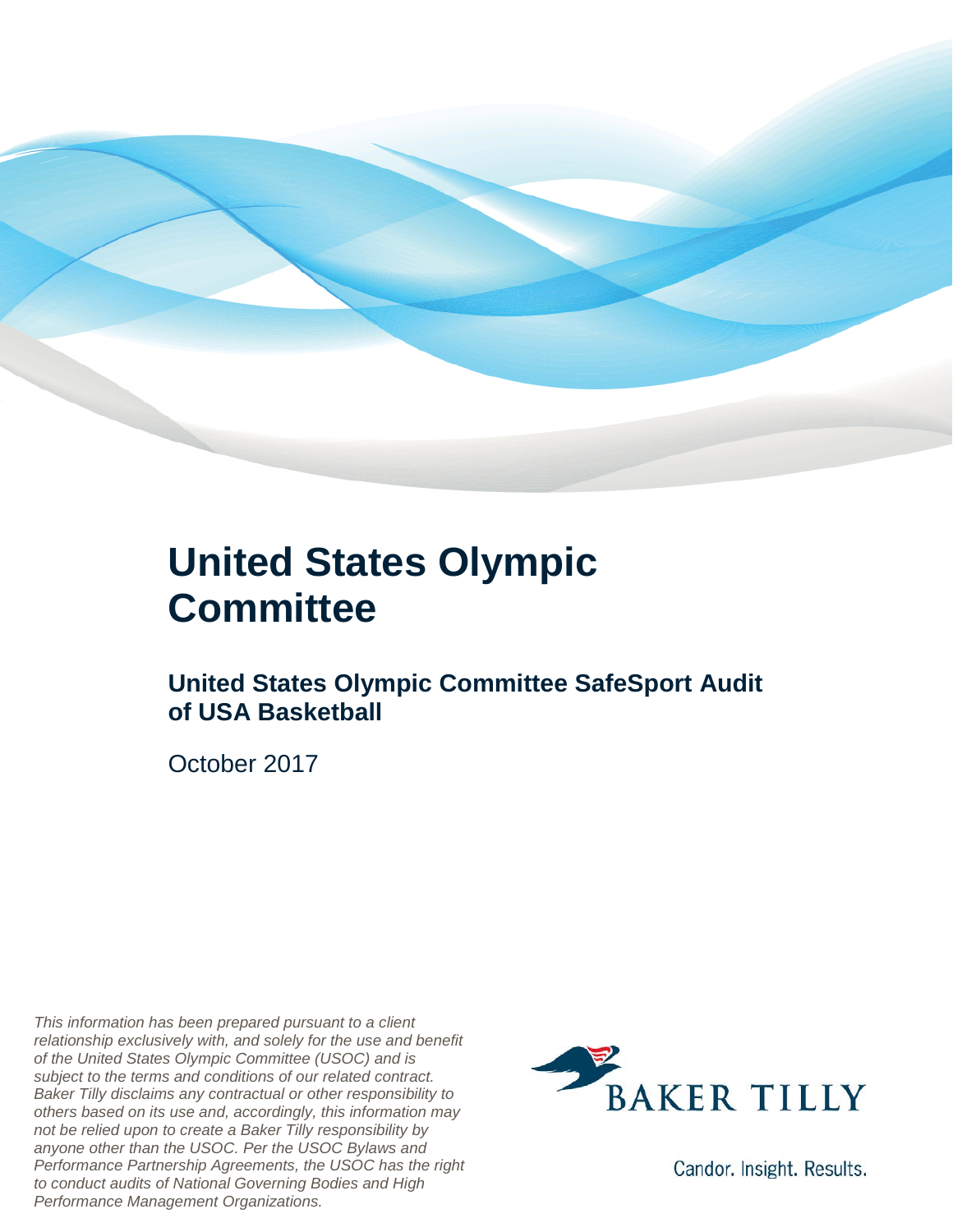# United States Olympic Committee

## United States Olympic Committee SafeSport Audit of USA Basketball

October 2017

*This information has been prepared pursuant to a client relationship exclusively with, and solely for the use and benefit of the United States Olympic Committee (USOC) and is subject to the terms and conditions of our related contract. Baker Tilly disclaims any contractual or other responsibility to others based on its use and, accordingly, this information may not be relied upon to create a Baker Tilly responsibility by anyone other than the USOC. Per the USOC Bylaws and Performance Partnership Agreements, the USOC has the right to conduct audits of National Governing Bodies and High Performance Management Organizations.*

BAKER TILLY

Candor. Insight. Results.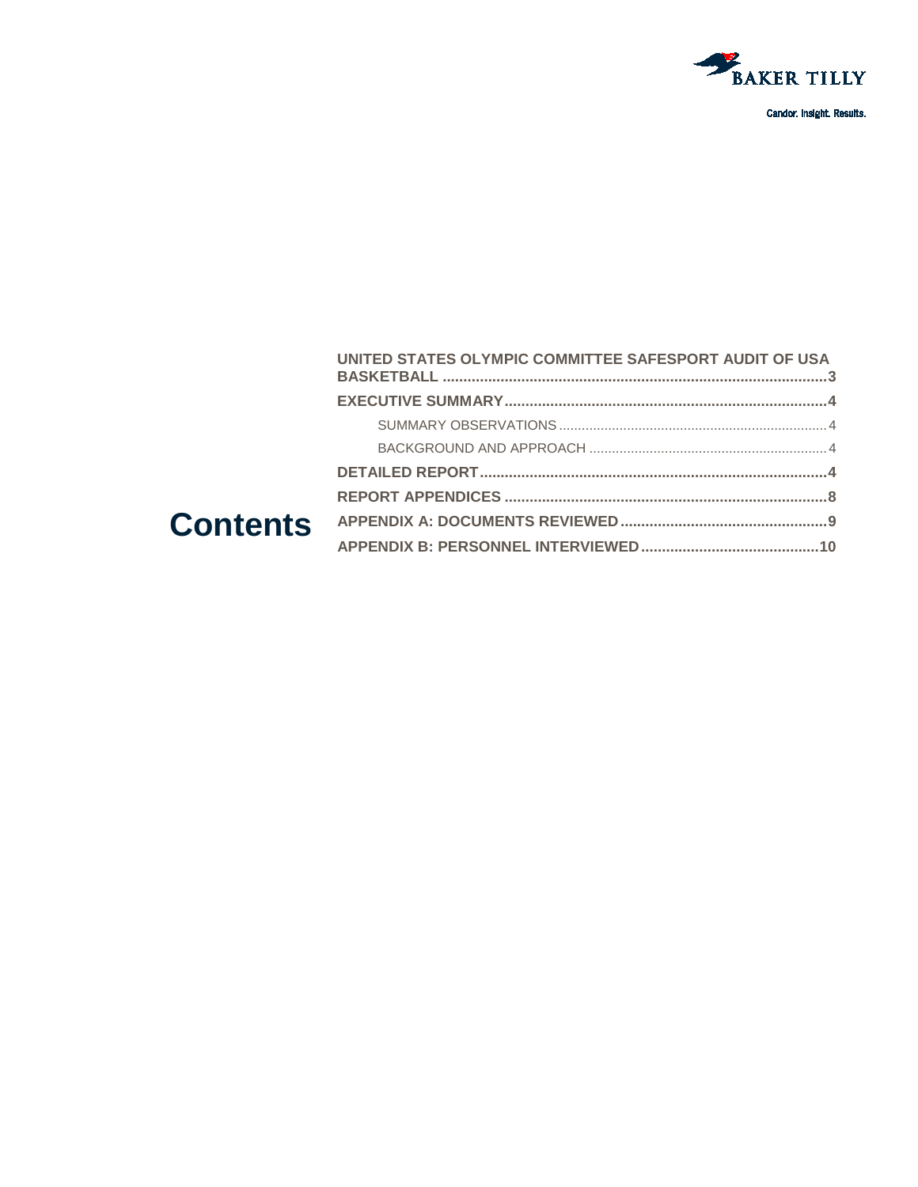# Contents

| | |
|---|---|
| **UNITED STATES OLYMPIC COMMITTEE SAFESPORT AUDIT OF USA BASKETBALL** | **3** |
| **EXECUTIVE SUMMARY** | **4** |
| SUMMARY OBSERVATIONS | 4 |
| BACKGROUND AND APPROACH | 4 |
| **DETAILED REPORT** | **4** |
| **REPORT APPENDICES** | **8** |
| **APPENDIX A: DOCUMENTS REVIEWED** | **9** |
| **APPENDIX B: PERSONNEL INTERVIEWED** | **10** |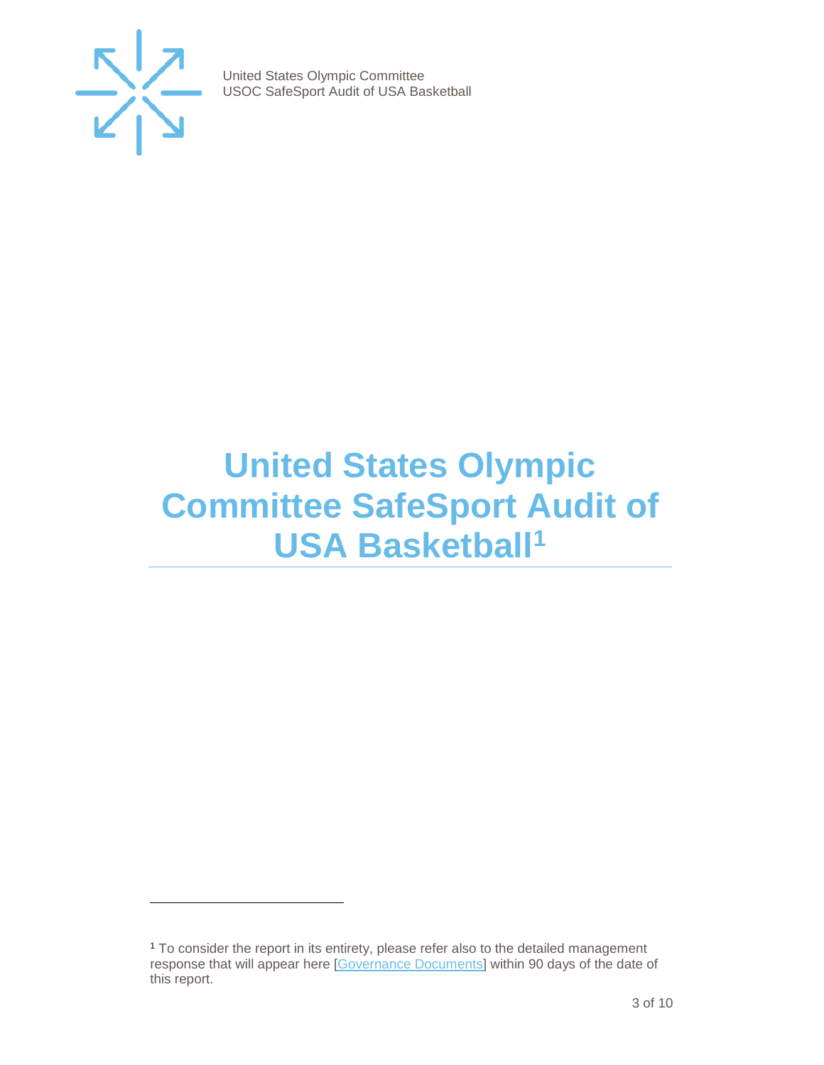# United States Olympic Committee SafeSport Audit of USA Basketball[1]

[1] To consider the report in its entirety, please refer also to the detailed management response that will appear here [Governance Documents] within 90 days of the date of this report.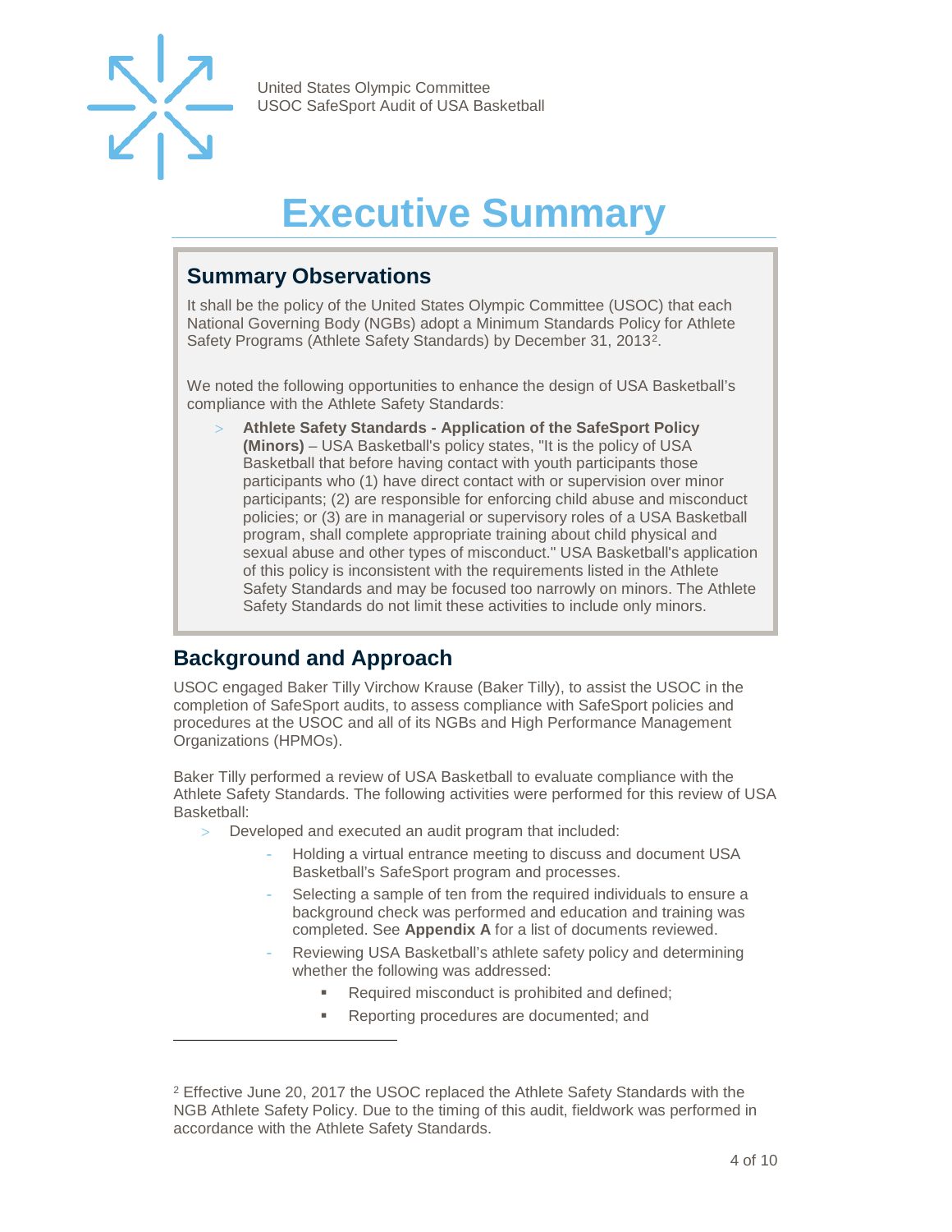# Executive Summary

## Summary Observations

It shall be the policy of the United States Olympic Committee (USOC) that each National Governing Body (NGBs) adopt a Minimum Standards Policy for Athlete Safety Programs (Athlete Safety Standards) by December 31, 2013[2].

We noted the following opportunities to enhance the design of USA Basketball's compliance with the Athlete Safety Standards:

- **Athlete Safety Standards - Application of the SafeSport Policy (Minors)** – USA Basketball's policy states, "It is the policy of USA Basketball that before having contact with youth participants those participants who (1) have direct contact with or supervision over minor participants; (2) are responsible for enforcing child abuse and misconduct policies; or (3) are in managerial or supervisory roles of a USA Basketball program, shall complete appropriate training about child physical and sexual abuse and other types of misconduct." USA Basketball's application of this policy is inconsistent with the requirements listed in the Athlete Safety Standards and may be focused too narrowly on minors. The Athlete Safety Standards do not limit these activities to include only minors.

## Background and Approach

USOC engaged Baker Tilly Virchow Krause (Baker Tilly), to assist the USOC in the completion of SafeSport audits, to assess compliance with SafeSport policies and procedures at the USOC and all of its NGBs and High Performance Management Organizations (HPMOs).

Baker Tilly performed a review of USA Basketball to evaluate compliance with the Athlete Safety Standards. The following activities were performed for this review of USA Basketball:

- Developed and executed an audit program that included:
  - Holding a virtual entrance meeting to discuss and document USA Basketball's SafeSport program and processes.
  - Selecting a sample of ten from the required individuals to ensure a background check was performed and education and training was completed. See **Appendix A** for a list of documents reviewed.
  - Reviewing USA Basketball's athlete safety policy and determining whether the following was addressed:
    - Required misconduct is prohibited and defined;
    - Reporting procedures are documented; and

---

[2] Effective June 20, 2017 the USOC replaced the Athlete Safety Standards with the NGB Athlete Safety Policy. Due to the timing of this audit, fieldwork was performed in accordance with the Athlete Safety Standards.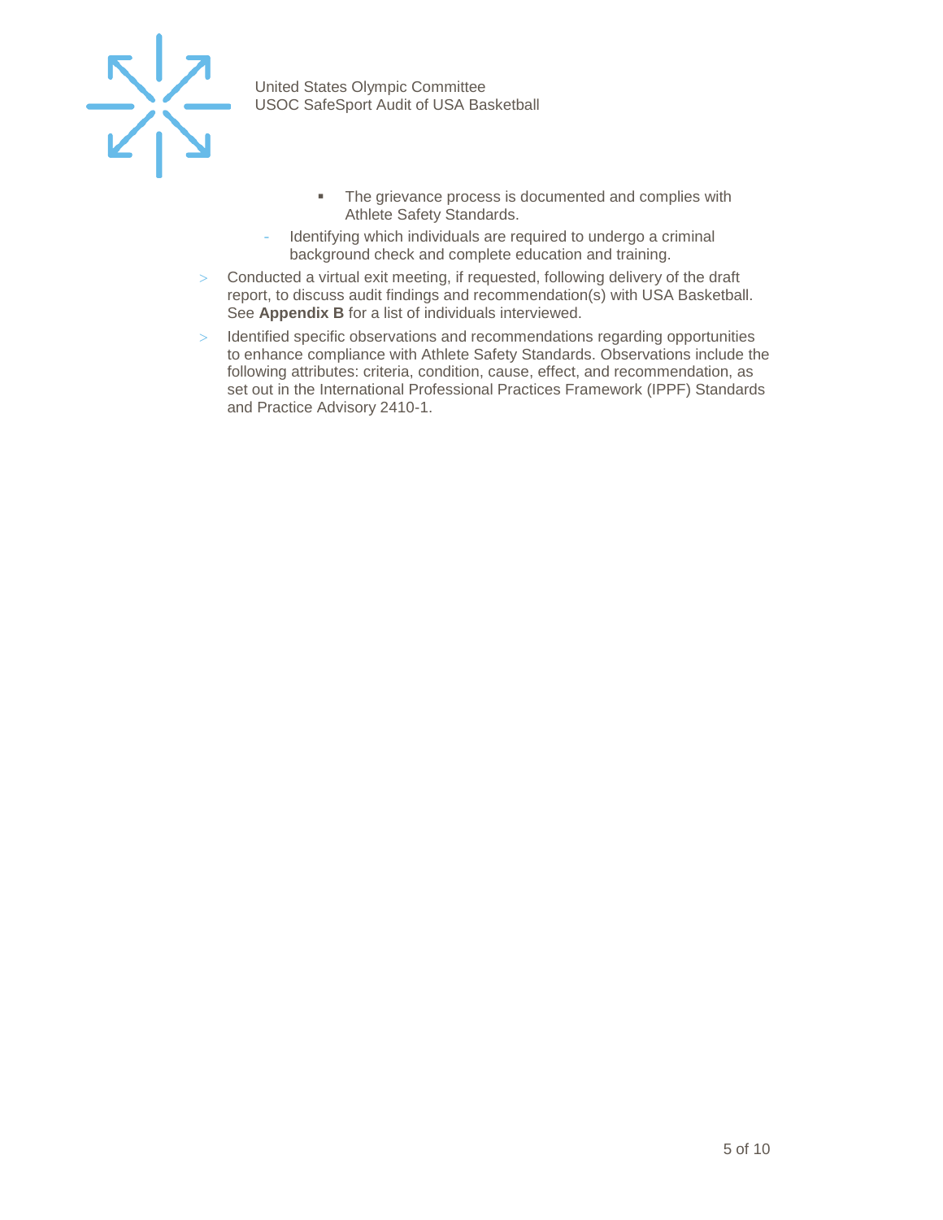- The grievance process is documented and complies with Athlete Safety Standards.
    - Identifying which individuals are required to undergo a criminal background check and complete education and training.
- Conducted a virtual exit meeting, if requested, following delivery of the draft report, to discuss audit findings and recommendation(s) with USA Basketball. See **Appendix B** for a list of individuals interviewed.
- Identified specific observations and recommendations regarding opportunities to enhance compliance with Athlete Safety Standards. Observations include the following attributes: criteria, condition, cause, effect, and recommendation, as set out in the International Professional Practices Framework (IPPF) Standards and Practice Advisory 2410-1.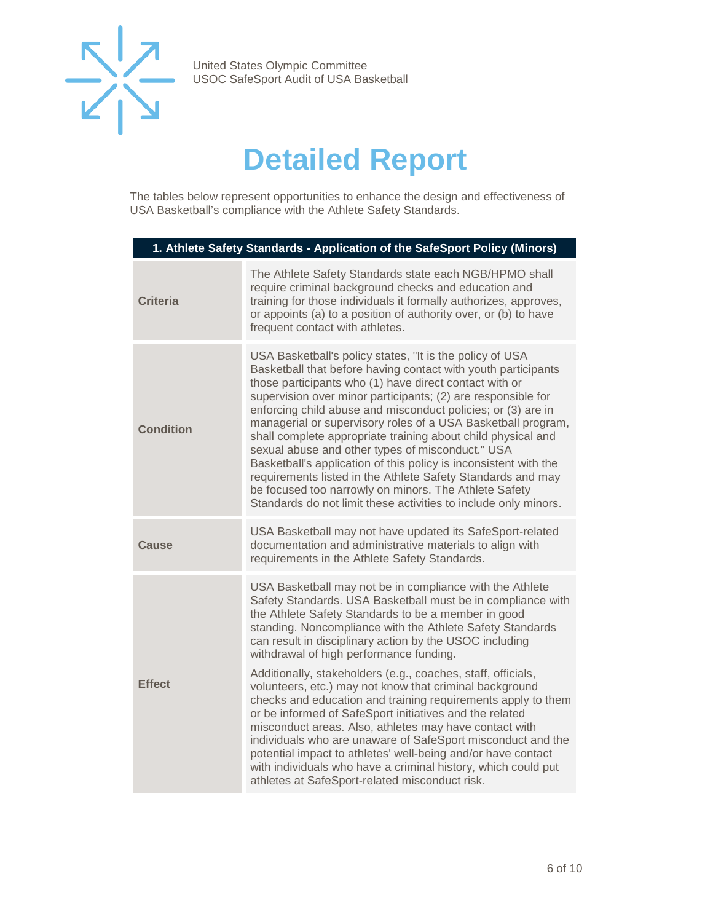# Detailed Report

The tables below represent opportunities to enhance the design and effectiveness of USA Basketball's compliance with the Athlete Safety Standards.

| 1. Athlete Safety Standards - Application of the SafeSport Policy (Minors) | |
|---|---|
| **Criteria** | The Athlete Safety Standards state each NGB/HPMO shall require criminal background checks and education and training for those individuals it formally authorizes, approves, or appoints (a) to a position of authority over, or (b) to have frequent contact with athletes. |
| **Condition** | USA Basketball's policy states, "It is the policy of USA Basketball that before having contact with youth participants those participants who (1) have direct contact with or supervision over minor participants; (2) are responsible for enforcing child abuse and misconduct policies; or (3) are in managerial or supervisory roles of a USA Basketball program, shall complete appropriate training about child physical and sexual abuse and other types of misconduct." USA Basketball's application of this policy is inconsistent with the requirements listed in the Athlete Safety Standards and may be focused too narrowly on minors. The Athlete Safety Standards do not limit these activities to include only minors. |
| **Cause** | USA Basketball may not have updated its SafeSport-related documentation and administrative materials to align with requirements in the Athlete Safety Standards. |
| **Effect** | USA Basketball may not be in compliance with the Athlete Safety Standards. USA Basketball must be in compliance with the Athlete Safety Standards to be a member in good standing. Noncompliance with the Athlete Safety Standards can result in disciplinary action by the USOC including withdrawal of high performance funding.<br><br>Additionally, stakeholders (e.g., coaches, staff, officials, volunteers, etc.) may not know that criminal background checks and education and training requirements apply to them or be informed of SafeSport initiatives and the related misconduct areas. Also, athletes may have contact with individuals who are unaware of SafeSport misconduct and the potential impact to athletes' well-being and/or have contact with individuals who have a criminal history, which could put athletes at SafeSport-related misconduct risk. |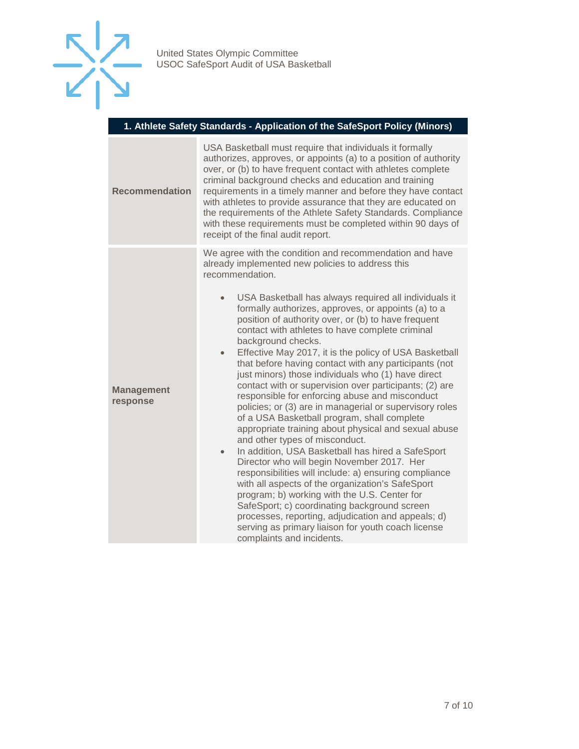| 1. Athlete Safety Standards - Application of the SafeSport Policy (Minors) | |
|---|---|
| **Recommendation** | USA Basketball must require that individuals it formally authorizes, approves, or appoints (a) to a position of authority over, or (b) to have frequent contact with athletes complete criminal background checks and education and training requirements in a timely manner and before they have contact with athletes to provide assurance that they are educated on the requirements of the Athlete Safety Standards. Compliance with these requirements must be completed within 90 days of receipt of the final audit report. |
| **Management response** | We agree with the condition and recommendation and have already implemented new policies to address this recommendation.<br><br>• USA Basketball has always required all individuals it formally authorizes, approves, or appoints (a) to a position of authority over, or (b) to have frequent contact with athletes to have complete criminal background checks.<br>• Effective May 2017, it is the policy of USA Basketball that before having contact with any participants (not just minors) those individuals who (1) have direct contact with or supervision over participants; (2) are responsible for enforcing abuse and misconduct policies; or (3) are in managerial or supervisory roles of a USA Basketball program, shall complete appropriate training about physical and sexual abuse and other types of misconduct.<br>• In addition, USA Basketball has hired a SafeSport Director who will begin November 2017. Her responsibilities will include: a) ensuring compliance with all aspects of the organization's SafeSport program; b) working with the U.S. Center for SafeSport; c) coordinating background screen processes, reporting, adjudication and appeals; d) serving as primary liaison for youth coach license complaints and incidents. |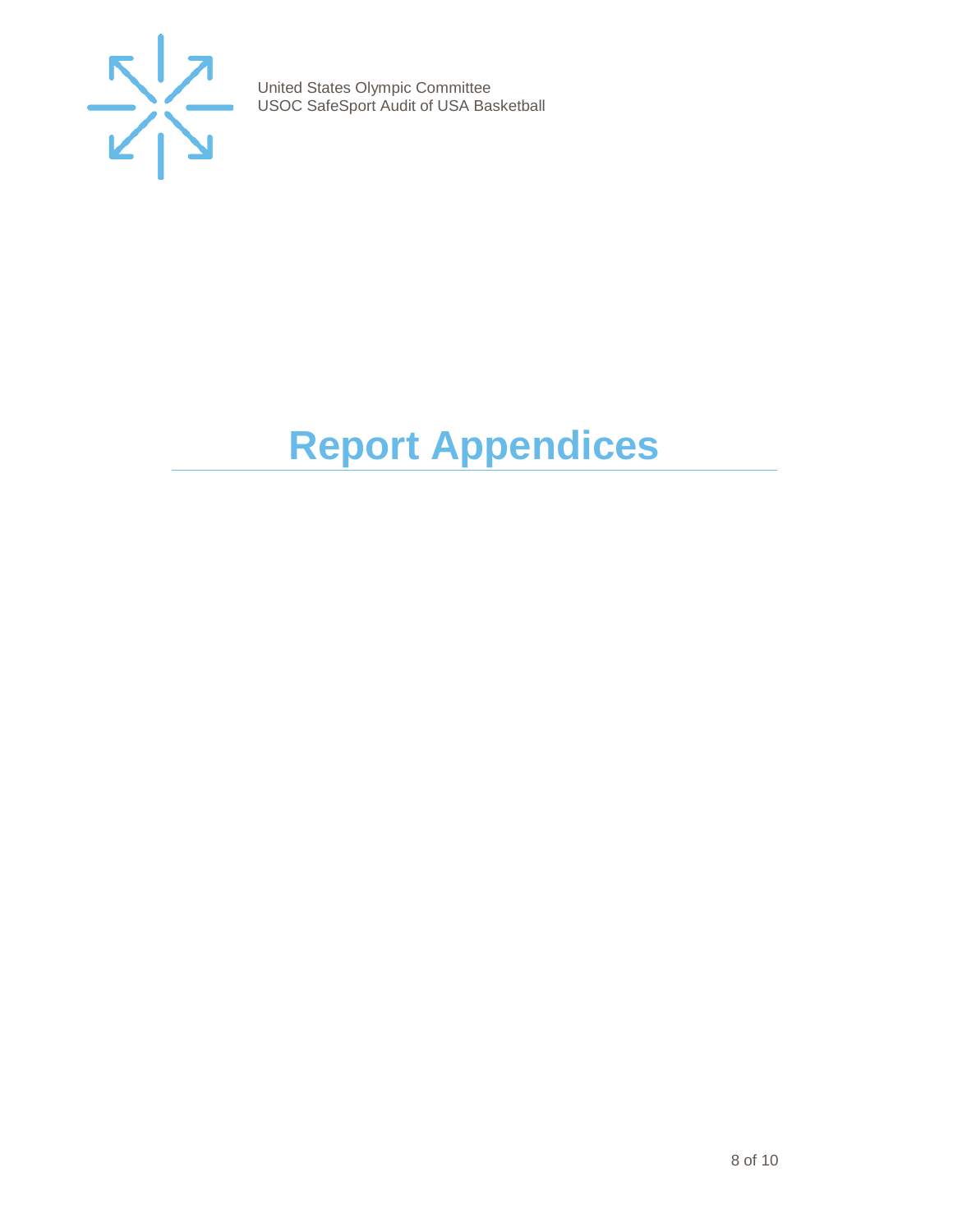# Report Appendices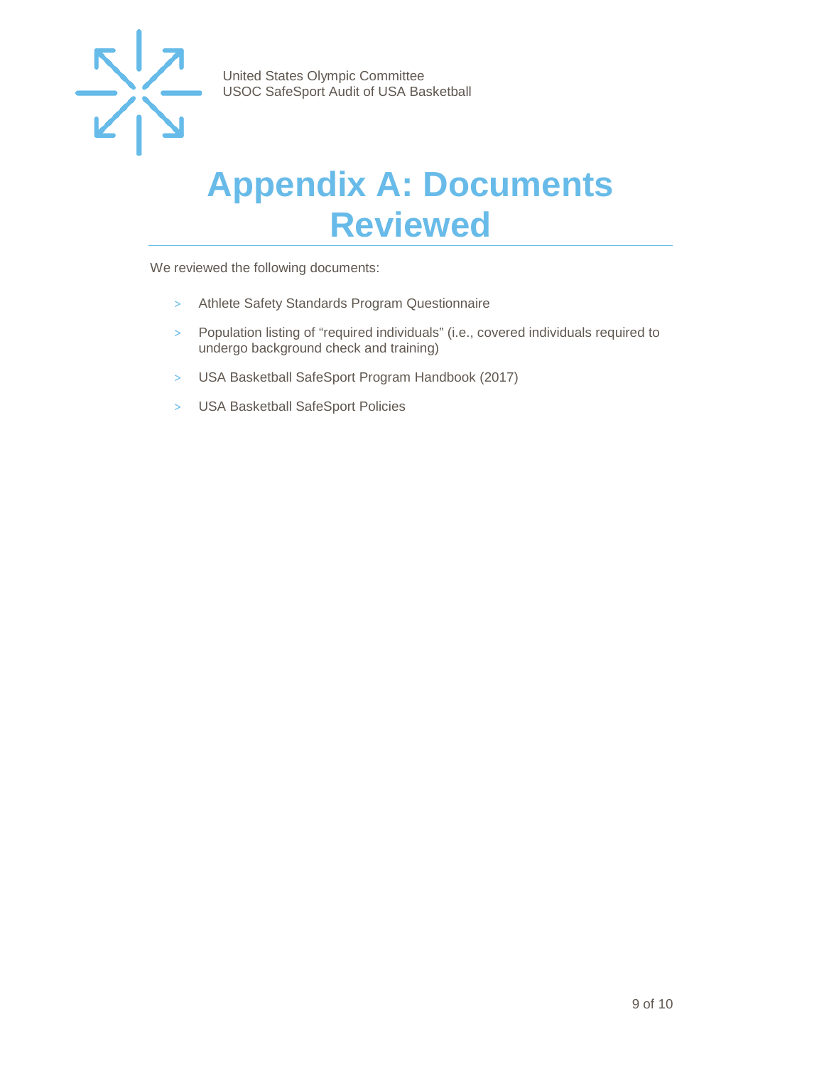# Appendix A: Documents Reviewed

We reviewed the following documents:

- Athlete Safety Standards Program Questionnaire
- Population listing of “required individuals” (i.e., covered individuals required to undergo background check and training)
- USA Basketball SafeSport Program Handbook (2017)
- USA Basketball SafeSport Policies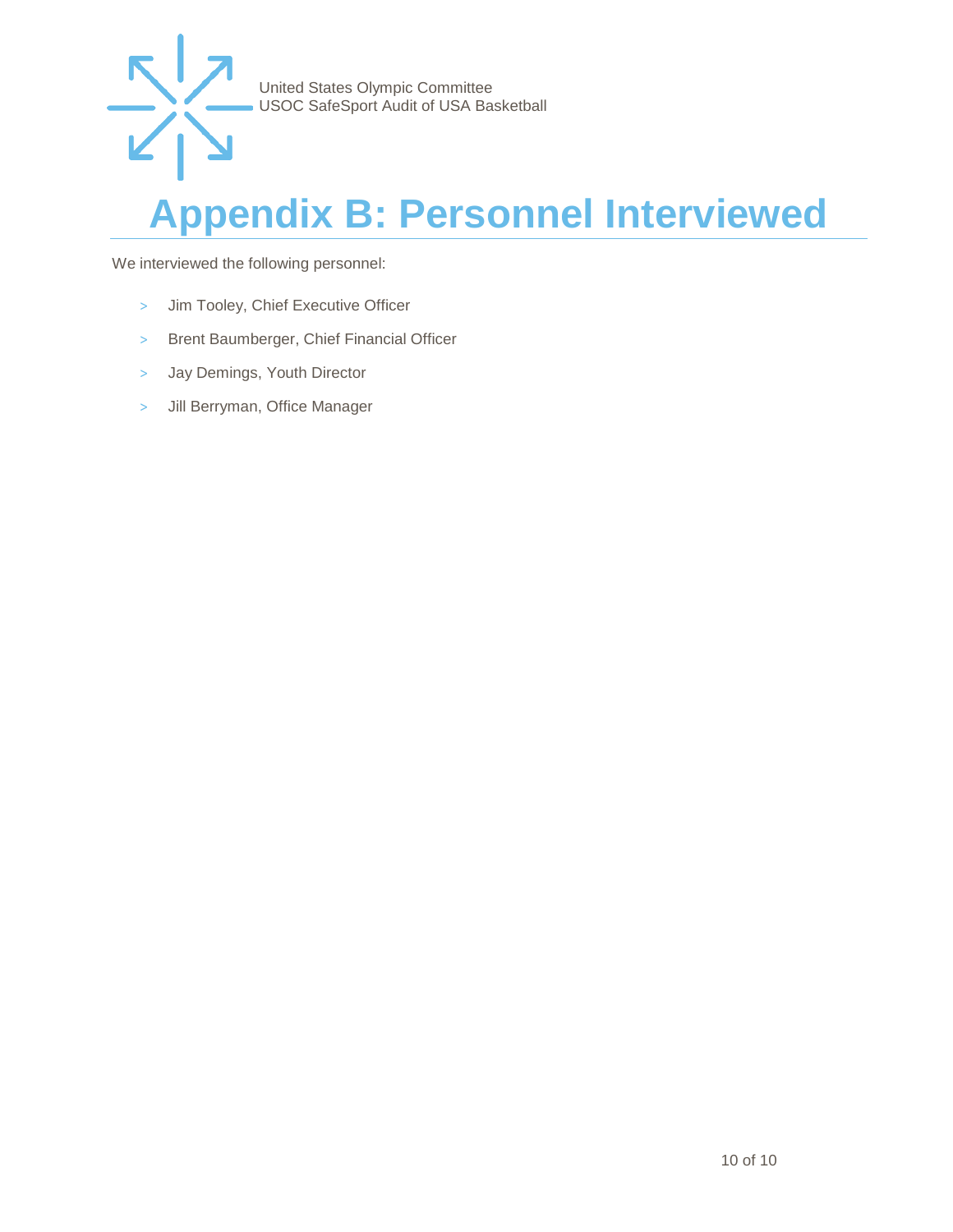# Appendix B: Personnel Interviewed

We interviewed the following personnel:

- Jim Tooley, Chief Executive Officer
- Brent Baumberger, Chief Financial Officer
- Jay Demings, Youth Director
- Jill Berryman, Office Manager